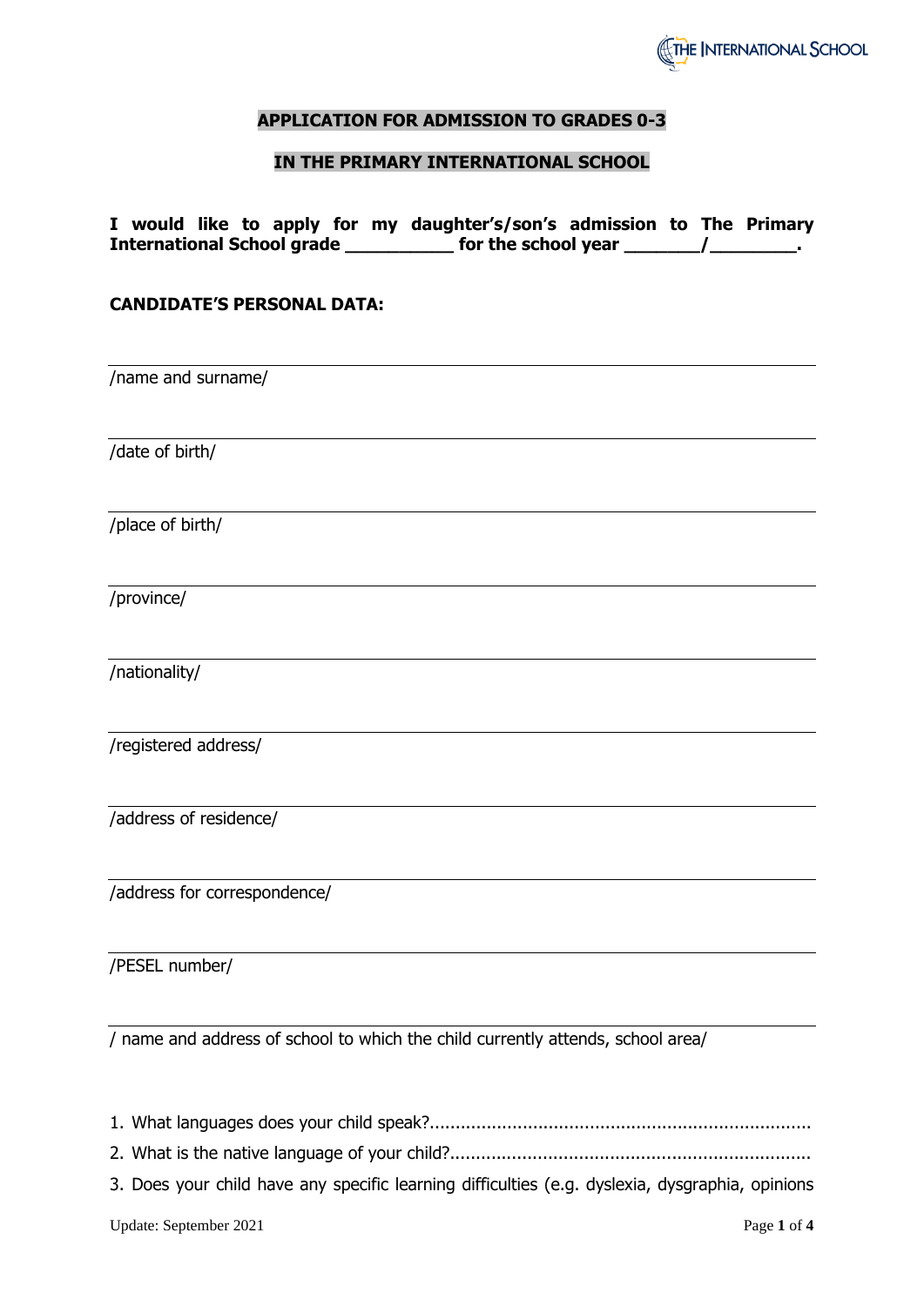## APPLICATION FOR ADMISSION TO GRADES 0-3

## IN THE PRIMARY INTERNATIONAL SCHOOL

**I would like to apply for my daughter's/son's admission to The Primary International School grade __________ for the school year _______/________.**

**CANDIDATE'S PERSONAL DATA:**

______________________________________________________________________

/name and surname/

______________________________________________________________________

/date of birth/

______________________________________________________________________

/place of birth/

______________________________________________________________________

/province/

______________________________________________________________________

/nationality/

______________________________________________________________________

/registered address/

______________________________________________________________________

/address of residence/

______________________________________________________________________

/address for correspondence/

______________________________________________________________________

/PESEL number/

______________________________________________________________________

/ name and address of school to which the child currently attends, school area/

1. What languages does your child speak?.........................................................................
2. What is the native language of your child?....................................................................
3. Does your child have any specific learning difficulties (e.g. dyslexia, dysgraphia, opinions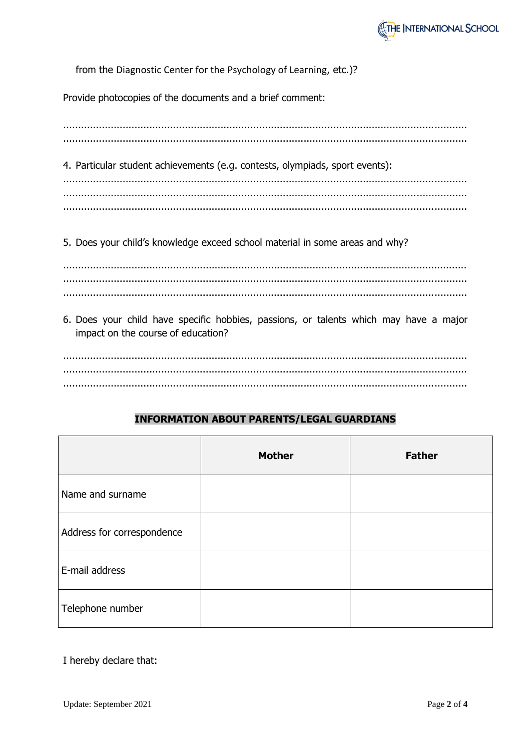from the Diagnostic Center for the Psychology of Learning, etc.)?

Provide photocopies of the documents and a brief comment:

.......................................................................................................................................
.......................................................................................................................................

4. Particular student achievements (e.g. contests, olympiads, sport events):

.......................................................................................................................................
.......................................................................................................................................
.......................................................................................................................................

5. Does your child's knowledge exceed school material in some areas and why?

.......................................................................................................................................
.......................................................................................................................................
.......................................................................................................................................

6. Does your child have specific hobbies, passions, or talents which may have a major impact on the course of education?

.......................................................................................................................................
.......................................................................................................................................
.......................................................................................................................................

**INFORMATION ABOUT PARENTS/LEGAL GUARDIANS**

| | **Mother** | **Father** |
|---|---|---|
| Name and surname | | |
| Address for correspondence | | |
| E-mail address | | |
| Telephone number | | |

I hereby declare that: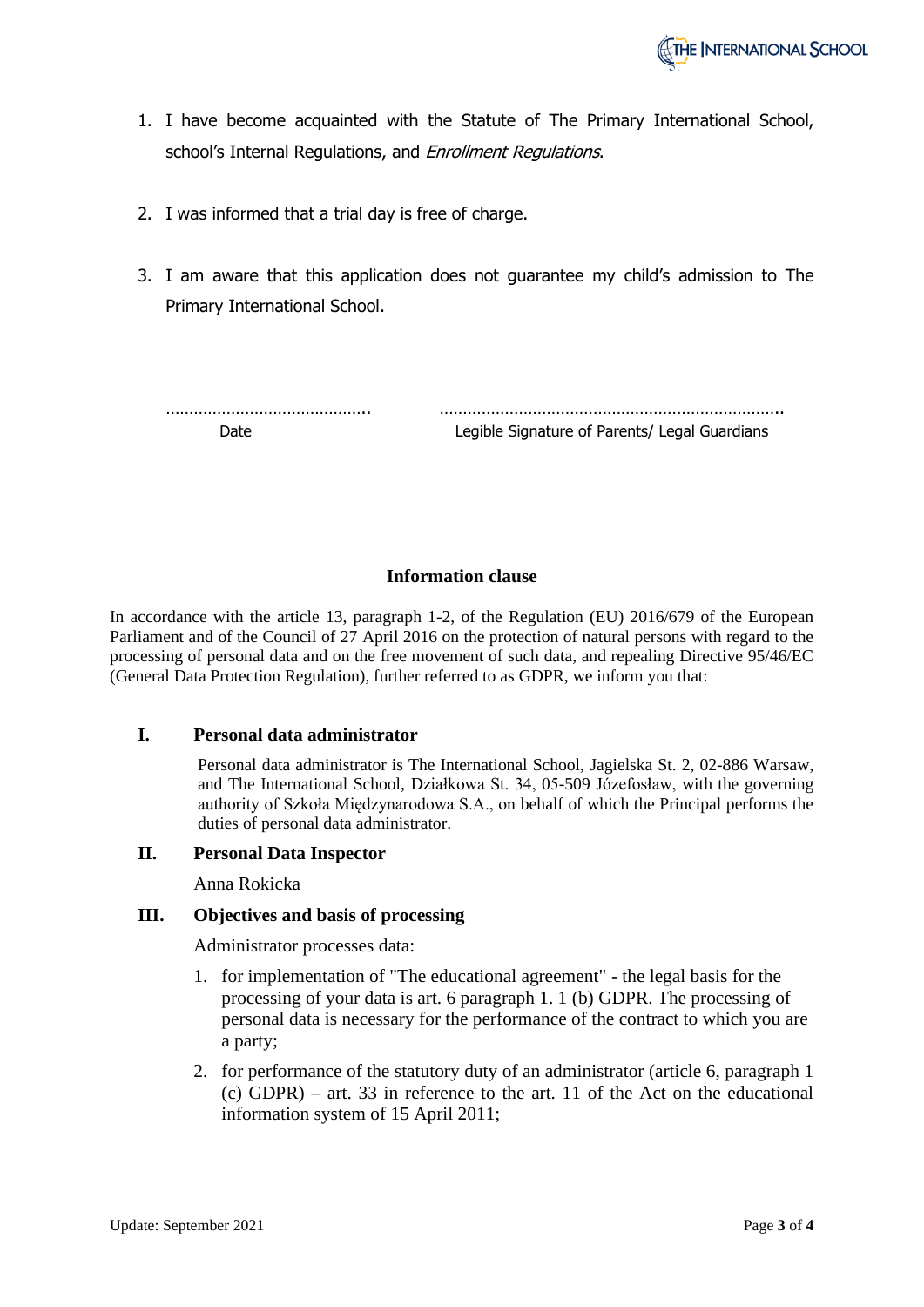1. I have become acquainted with the Statute of The Primary International School, school's Internal Regulations, and *Enrollment Regulations*.

2. I was informed that a trial day is free of charge.

3. I am aware that this application does not guarantee my child's admission to The Primary International School.

……………………………………..  …………………………………………………………….

Date  Legible Signature of Parents/ Legal Guardians

**Information clause**

In accordance with the article 13, paragraph 1-2, of the Regulation (EU) 2016/679 of the European Parliament and of the Council of 27 April 2016 on the protection of natural persons with regard to the processing of personal data and on the free movement of such data, and repealing Directive 95/46/EC (General Data Protection Regulation), further referred to as GDPR, we inform you that:

**I. Personal data administrator**

Personal data administrator is The International School, Jagielska St. 2, 02-886 Warsaw, and The International School, Działkowa St. 34, 05-509 Józefosław, with the governing authority of Szkoła Międzynarodowa S.A., on behalf of which the Principal performs the duties of personal data administrator.

**II. Personal Data Inspector**

Anna Rokicka

**III. Objectives and basis of processing**

Administrator processes data:

1. for implementation of "The educational agreement" - the legal basis for the processing of your data is art. 6 paragraph 1. 1 (b) GDPR. The processing of personal data is necessary for the performance of the contract to which you are a party;

2. for performance of the statutory duty of an administrator (article 6, paragraph 1 (c) GDPR) – art. 33 in reference to the art. 11 of the Act on the educational information system of 15 April 2011;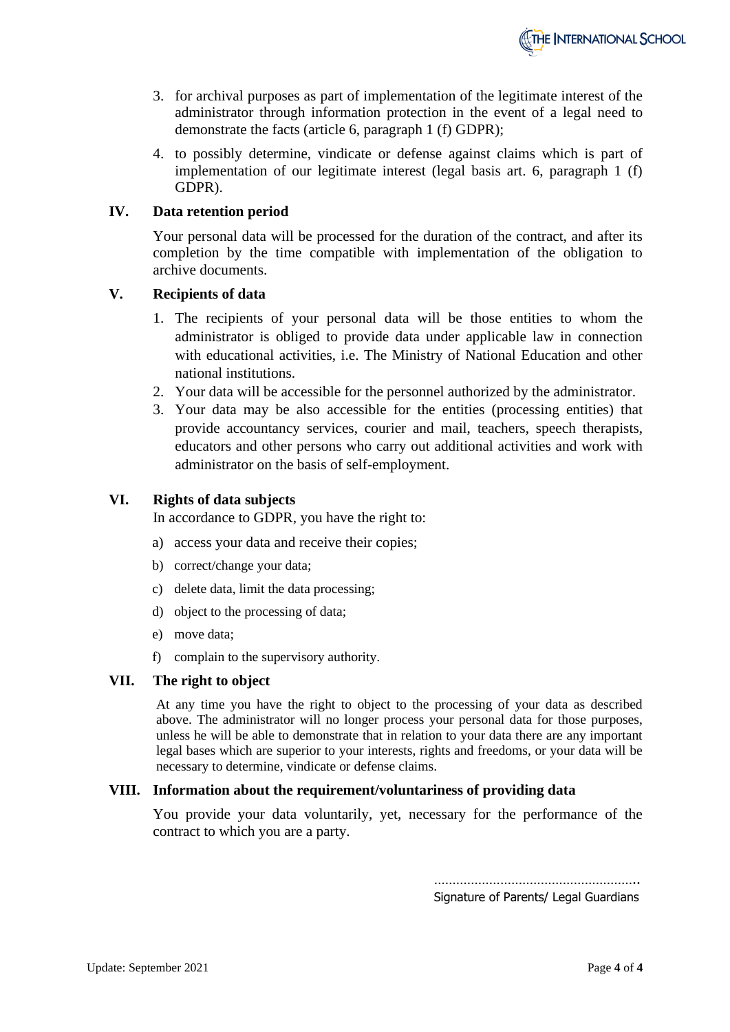3. for archival purposes as part of implementation of the legitimate interest of the administrator through information protection in the event of a legal need to demonstrate the facts (article 6, paragraph 1 (f) GDPR);
4. to possibly determine, vindicate or defense against claims which is part of implementation of our legitimate interest (legal basis art. 6, paragraph 1 (f) GDPR).

## IV. Data retention period

Your personal data will be processed for the duration of the contract, and after its completion by the time compatible with implementation of the obligation to archive documents.

## V. Recipients of data

1. The recipients of your personal data will be those entities to whom the administrator is obliged to provide data under applicable law in connection with educational activities, i.e. The Ministry of National Education and other national institutions.
2. Your data will be accessible for the personnel authorized by the administrator.
3. Your data may be also accessible for the entities (processing entities) that provide accountancy services, courier and mail, teachers, speech therapists, educators and other persons who carry out additional activities and work with administrator on the basis of self-employment.

## VI. Rights of data subjects

In accordance to GDPR, you have the right to:

a) access your data and receive their copies;

b) correct/change your data;

c) delete data, limit the data processing;

d) object to the processing of data;

e) move data;

f) complain to the supervisory authority.

## VII. The right to object

At any time you have the right to object to the processing of your data as described above. The administrator will no longer process your personal data for those purposes, unless he will be able to demonstrate that in relation to your data there are any important legal bases which are superior to your interests, rights and freedoms, or your data will be necessary to determine, vindicate or defense claims.

## VIII. Information about the requirement/voluntariness of providing data

You provide your data voluntarily, yet, necessary for the performance of the contract to which you are a party.

………………………………………………..
Signature of Parents/ Legal Guardians

Update: September 2021